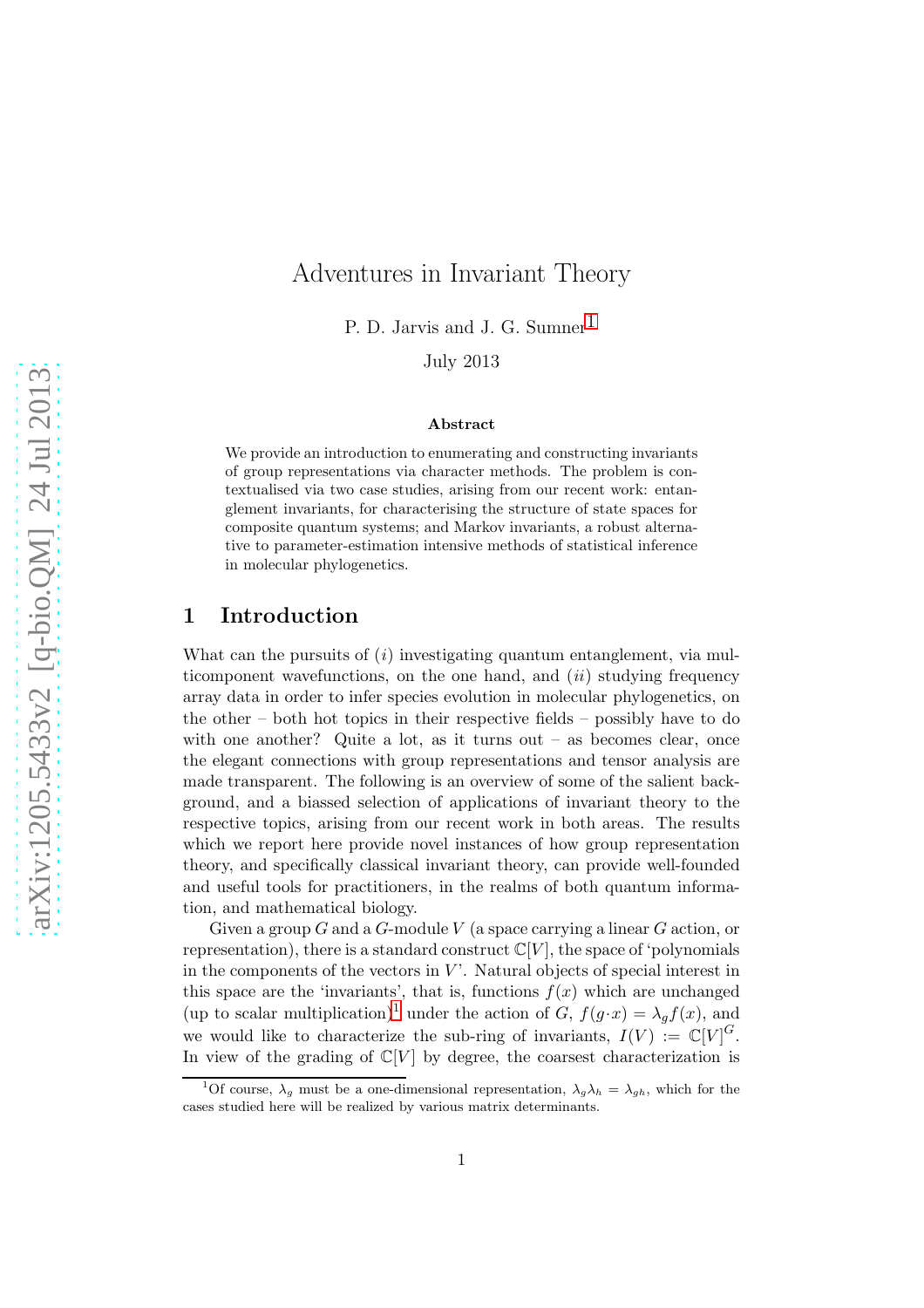# Adventures in Invariant Theory

P. D. Jarvis and J. G. Sumner[1]

July 2013

**Abstract**

We provide an introduction to enumerating and constructing invariants of group representations via character methods. The problem is contextualised via two case studies, arising from our recent work: entanglement invariants, for characterising the structure of state spaces for composite quantum systems; and Markov invariants, a robust alternative to parameter-estimation intensive methods of statistical inference in molecular phylogenetics.

## 1 Introduction

What can the pursuits of $(i)$ investigating quantum entanglement, via multicomponent wavefunctions, on the one hand, and $(ii)$ studying frequency array data in order to infer species evolution in molecular phylogenetics, on the other – both hot topics in their respective fields – possibly have to do with one another? Quite a lot, as it turns out – as becomes clear, once the elegant connections with group representations and tensor analysis are made transparent. The following is an overview of some of the salient background, and a biassed selection of applications of invariant theory to the respective topics, arising from our recent work in both areas. The results which we report here provide novel instances of how group representation theory, and specifically classical invariant theory, can provide well-founded and useful tools for practitioners, in the realms of both quantum information, and mathematical biology.

Given a group $G$ and a $G$-module $V$ (a space carrying a linear $G$ action, or representation), there is a standard construct $\mathbb{C}[V]$, the space of 'polynomials in the components of the vectors in $V$'. Natural objects of special interest in this space are the 'invariants', that is, functions $f(x)$ which are unchanged (up to scalar multiplication)[1] under the action of $G$, $f(g\cdot x) = \lambda_g f(x)$, and we would like to characterize the sub-ring of invariants, $I(V) := \mathbb{C}[V]^G$. In view of the grading of $\mathbb{C}[V]$ by degree, the coarsest characterization is

[1] Of course, $\lambda_g$ must be a one-dimensional representation, $\lambda_g\lambda_h = \lambda_{gh}$, which for the cases studied here will be realized by various matrix determinants.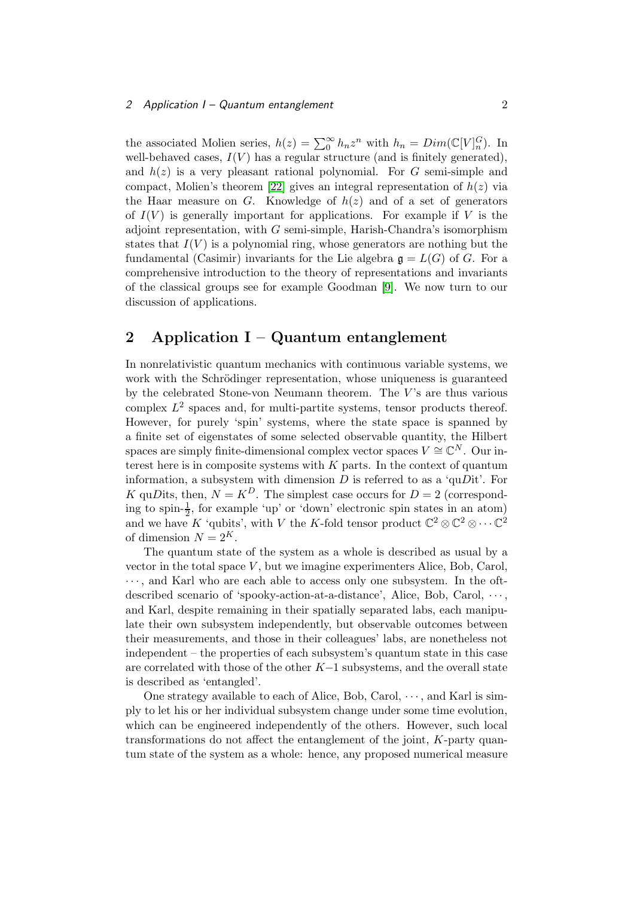the associated Molien series, $h(z) = \sum_0^\infty h_n z^n$ with $h_n = Dim(\mathbb{C}[V]_n^G)$. In well-behaved cases, $I(V)$ has a regular structure (and is finitely generated), and $h(z)$ is a very pleasant rational polynomial. For $G$ semi-simple and compact, Molien's theorem [22] gives an integral representation of $h(z)$ via the Haar measure on $G$. Knowledge of $h(z)$ and of a set of generators of $I(V)$ is generally important for applications. For example if $V$ is the adjoint representation, with $G$ semi-simple, Harish-Chandra's isomorphism states that $I(V)$ is a polynomial ring, whose generators are nothing but the fundamental (Casimir) invariants for the Lie algebra $\mathfrak{g} = L(G)$ of $G$. For a comprehensive introduction to the theory of representations and invariants of the classical groups see for example Goodman [9]. We now turn to our discussion of applications.

## 2 Application I – Quantum entanglement

In nonrelativistic quantum mechanics with continuous variable systems, we work with the Schrödinger representation, whose uniqueness is guaranteed by the celebrated Stone-von Neumann theorem. The $V$'s are thus various complex $L^2$ spaces and, for multi-partite systems, tensor products thereof. However, for purely 'spin' systems, where the state space is spanned by a finite set of eigenstates of some selected observable quantity, the Hilbert spaces are simply finite-dimensional complex vector spaces $V \cong \mathbb{C}^N$. Our interest here is in composite systems with $K$ parts. In the context of quantum information, a subsystem with dimension $D$ is referred to as a 'qu$D$it'. For $K$ qu$D$its, then, $N = K^D$. The simplest case occurs for $D = 2$ (corresponding to spin-$\frac{1}{2}$, for example 'up' or 'down' electronic spin states in an atom) and we have $K$ 'qubits', with $V$ the $K$-fold tensor product $\mathbb{C}^2 \otimes \mathbb{C}^2 \otimes \cdots \mathbb{C}^2$ of dimension $N = 2^K$.

The quantum state of the system as a whole is described as usual by a vector in the total space $V$, but we imagine experimenters Alice, Bob, Carol, $\cdots$, and Karl who are each able to access only one subsystem. In the oft-described scenario of 'spooky-action-at-a-distance', Alice, Bob, Carol, $\cdots$, and Karl, despite remaining in their spatially separated labs, each manipulate their own subsystem independently, but observable outcomes between their measurements, and those in their colleagues' labs, are nonetheless not independent – the properties of each subsystem's quantum state in this case are correlated with those of the other $K-1$ subsystems, and the overall state is described as 'entangled'.

One strategy available to each of Alice, Bob, Carol, $\cdots$, and Karl is simply to let his or her individual subsystem change under some time evolution, which can be engineered independently of the others. However, such local transformations do not affect the entanglement of the joint, $K$-party quantum state of the system as a whole: hence, any proposed numerical measure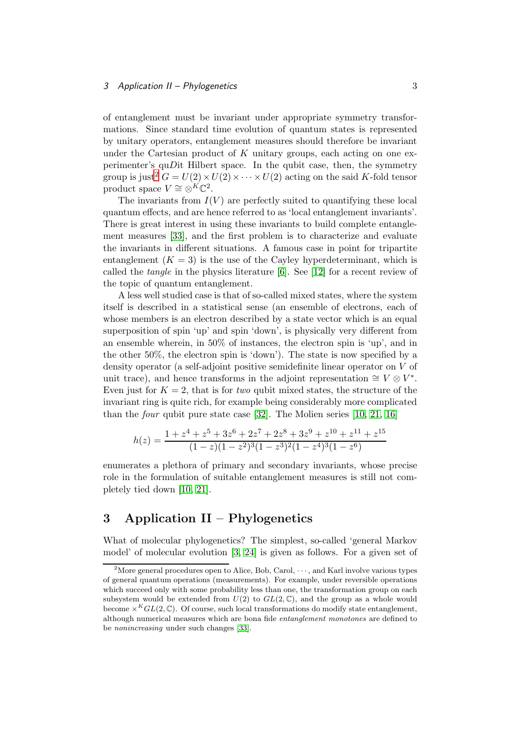of entanglement must be invariant under appropriate symmetry transformations. Since standard time evolution of quantum states is represented by unitary operators, entanglement measures should therefore be invariant under the Cartesian product of $K$ unitary groups, each acting on one experimenter's qu$D$it Hilbert space. In the qubit case, then, the symmetry group is just[2] $G = U(2) \times U(2) \times \cdots \times U(2)$ acting on the said $K$-fold tensor product space $V \cong \otimes^K \mathbb{C}^2$.

The invariants from $I(V)$ are perfectly suited to quantifying these local quantum effects, and are hence referred to as 'local entanglement invariants'. There is great interest in using these invariants to build complete entanglement measures [33], and the first problem is to characterize and evaluate the invariants in different situations. A famous case in point for tripartite entanglement ($K = 3$) is the use of the Cayley hyperdeterminant, which is called the *tangle* in the physics literature [6]. See [12] for a recent review of the topic of quantum entanglement.

A less well studied case is that of so-called mixed states, where the system itself is described in a statistical sense (an ensemble of electrons, each of whose members is an electron described by a state vector which is an equal superposition of spin 'up' and spin 'down', is physically very different from an ensemble wherein, in 50% of instances, the electron spin is 'up', and in the other 50%, the electron spin is 'down'). The state is now specified by a density operator (a self-adjoint positive semidefinite linear operator on $V$ of unit trace), and hence transforms in the adjoint representation $\cong V \otimes V^*$. Even just for $K = 2$, that is for *two* qubit mixed states, the structure of the invariant ring is quite rich, for example being considerably more complicated than the *four* qubit pure state case [32]. The Molien series [10, 21, 16]

$$h(z) = \frac{1 + z^4 + z^5 + 3z^6 + 2z^7 + 2z^8 + 3z^9 + z^{10} + z^{11} + z^{15}}{(1-z)(1-z^2)^3(1-z^3)^2(1-z^4)^3(1-z^6)}$$

enumerates a plethora of primary and secondary invariants, whose precise role in the formulation of suitable entanglement measures is still not completely tied down [10, 21].

# 3 Application II – Phylogenetics

What of molecular phylogenetics? The simplest, so-called 'general Markov model' of molecular evolution [3, 24] is given as follows. For a given set of

---

[2] More general procedures open to Alice, Bob, Carol, $\cdots$, and Karl involve various types of general quantum operations (measurements). For example, under reversible operations which succeed only with some probability less than one, the transformation group on each subsystem would be extended from $U(2)$ to $GL(2, \mathbb{C})$, and the group as a whole would become $\times^K GL(2, \mathbb{C})$. Of course, such local transformations do modify state entanglement, although numerical measures which are bona fide *entanglement monotones* are defined to be *nonincreasing* under such changes [33].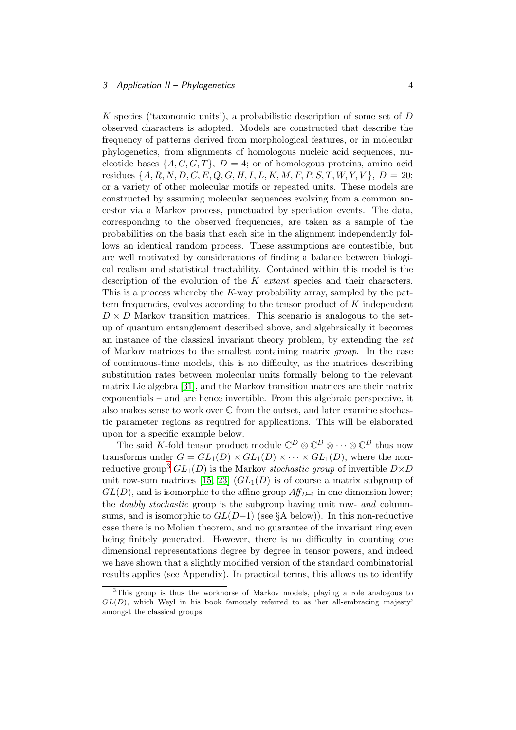$K$ species ('taxonomic units'), a probabilistic description of some set of $D$ observed characters is adopted. Models are constructed that describe the frequency of patterns derived from morphological features, or in molecular phylogenetics, from alignments of homologous nucleic acid sequences, nucleotide bases $\{A, C, G, T\}$, $D = 4$; or of homologous proteins, amino acid residues $\{A, R, N, D, C, E, Q, G, H, I, L, K, M, F, P, S, T, W, Y, V\}$, $D = 20$; or a variety of other molecular motifs or repeated units. These models are constructed by assuming molecular sequences evolving from a common ancestor via a Markov process, punctuated by speciation events. The data, corresponding to the observed frequencies, are taken as a sample of the probabilities on the basis that each site in the alignment independently follows an identical random process. These assumptions are contestible, but are well motivated by considerations of finding a balance between biological realism and statistical tractability. Contained within this model is the description of the evolution of the $K$ *extant* species and their characters. This is a process whereby the $K$-way probability array, sampled by the pattern frequencies, evolves according to the tensor product of $K$ independent $D \times D$ Markov transition matrices. This scenario is analogous to the set-up of quantum entanglement described above, and algebraically it becomes an instance of the classical invariant theory problem, by extending the *set* of Markov matrices to the smallest containing matrix *group*. In the case of continuous-time models, this is no difficulty, as the matrices describing substitution rates between molecular units formally belong to the relevant matrix Lie algebra [31], and the Markov transition matrices are their matrix exponentials – and are hence invertible. From this algebraic perspective, it also makes sense to work over $\mathbb{C}$ from the outset, and later examine stochastic parameter regions as required for applications. This will be elaborated upon for a specific example below.

The said $K$-fold tensor product module $\mathbb{C}^D \otimes \mathbb{C}^D \otimes \cdots \otimes \mathbb{C}^D$ thus now transforms under $G = GL_1(D) \times GL_1(D) \times \cdots \times GL_1(D)$, where the non-reductive group[3] $GL_1(D)$ is the Markov *stochastic group* of invertible $D \times D$ unit row-sum matrices [15, 23] ($GL_1(D)$ is of course a matrix subgroup of $GL(D)$, and is isomorphic to the affine group $\mathit{Aff}_{D-1}$ in one dimension lower; the *doubly stochastic* group is the subgroup having unit row- *and* column-sums, and is isomorphic to $GL(D-1)$ (see §A below)). In this non-reductive case there is no Molien theorem, and no guarantee of the invariant ring even being finitely generated. However, there is no difficulty in counting one dimensional representations degree by degree in tensor powers, and indeed we have shown that a slightly modified version of the standard combinatorial results applies (see Appendix). In practical terms, this allows us to identify

[3] This group is thus the workhorse of Markov models, playing a role analogous to $GL(D)$, which Weyl in his book famously referred to as 'her all-embracing majesty' amongst the classical groups.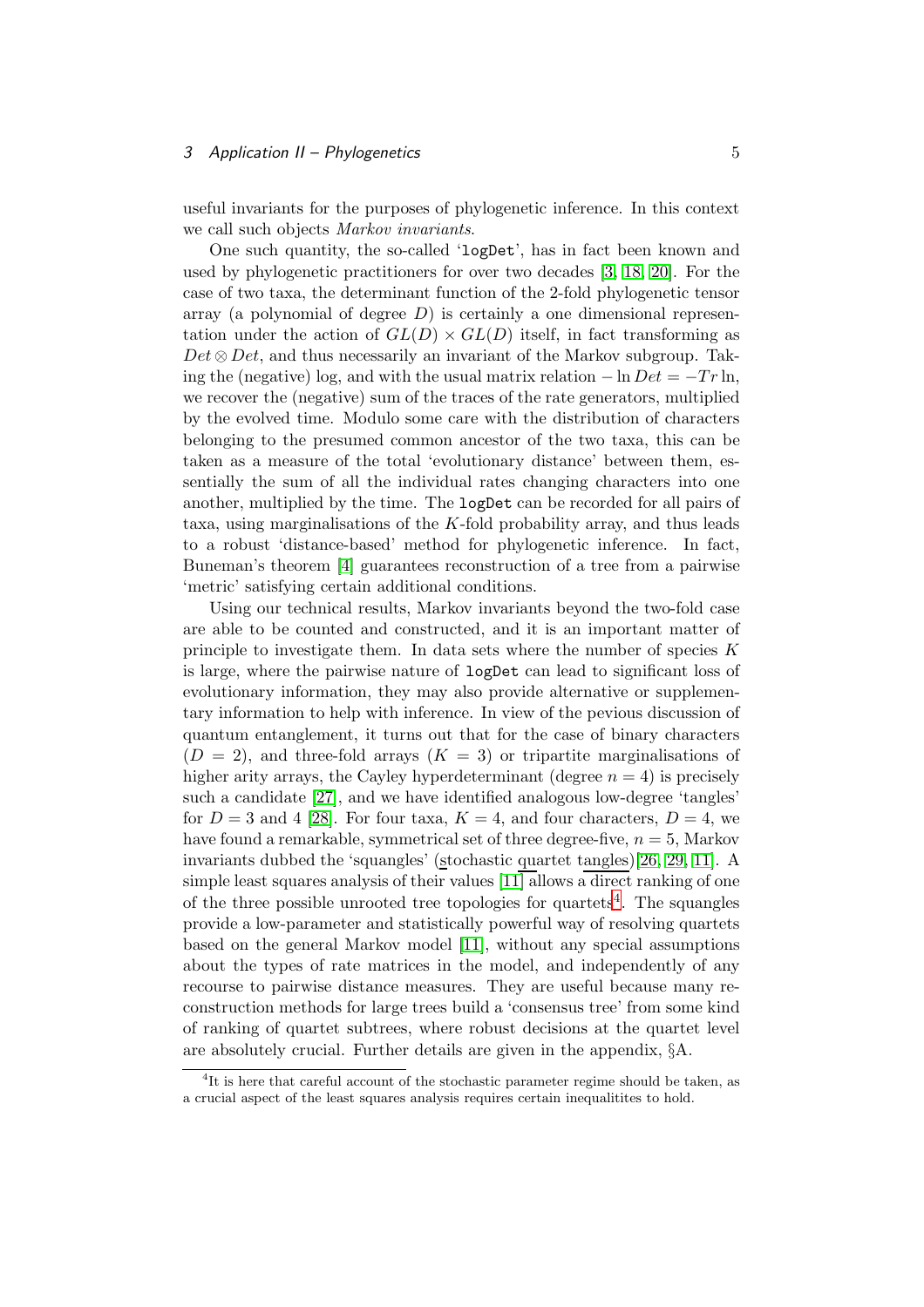useful invariants for the purposes of phylogenetic inference. In this context we call such objects *Markov invariants*.

One such quantity, the so-called '`logDet`', has in fact been known and used by phylogenetic practitioners for over two decades [3, 18, 20]. For the case of two taxa, the determinant function of the 2-fold phylogenetic tensor array (a polynomial of degree $D$) is certainly a one dimensional representation under the action of $GL(D) \times GL(D)$ itself, in fact transforming as $Det \otimes Det$, and thus necessarily an invariant of the Markov subgroup. Taking the (negative) log, and with the usual matrix relation $-\ln Det = -Tr \ln$, we recover the (negative) sum of the traces of the rate generators, multiplied by the evolved time. Modulo some care with the distribution of characters belonging to the presumed common ancestor of the two taxa, this can be taken as a measure of the total 'evolutionary distance' between them, essentially the sum of all the individual rates changing characters into one another, multiplied by the time. The `logDet` can be recorded for all pairs of taxa, using marginalisations of the $K$-fold probability array, and thus leads to a robust 'distance-based' method for phylogenetic inference. In fact, Buneman's theorem [4] guarantees reconstruction of a tree from a pairwise 'metric' satisfying certain additional conditions.

Using our technical results, Markov invariants beyond the two-fold case are able to be counted and constructed, and it is an important matter of principle to investigate them. In data sets where the number of species $K$ is large, where the pairwise nature of `logDet` can lead to significant loss of evolutionary information, they may also provide alternative or supplementary information to help with inference. In view of the pevious discussion of quantum entanglement, it turns out that for the case of binary characters ($D = 2$), and three-fold arrays ($K = 3$) or tripartite marginalisations of higher arity arrays, the Cayley hyperdeterminant (degree $n = 4$) is precisely such a candidate [27], and we have identified analogous low-degree 'tangles' for $D = 3$ and 4 [28]. For four taxa, $K = 4$, and four characters, $D = 4$, we have found a remarkable, symmetrical set of three degree-five, $n = 5$, Markov invariants dubbed the 'squangles' (stochastic quartet tangles)[26, 29, 11]. A simple least squares analysis of their values [11] allows a direct ranking of one of the three possible unrooted tree topologies for quartets[4]. The squangles provide a low-parameter and statistically powerful way of resolving quartets based on the general Markov model [11], without any special assumptions about the types of rate matrices in the model, and independently of any recourse to pairwise distance measures. They are useful because many reconstruction methods for large trees build a 'consensus tree' from some kind of ranking of quartet subtrees, where robust decisions at the quartet level are absolutely crucial. Further details are given in the appendix, §A.

[4] It is here that careful account of the stochastic parameter regime should be taken, as a crucial aspect of the least squares analysis requires certain inequalitites to hold.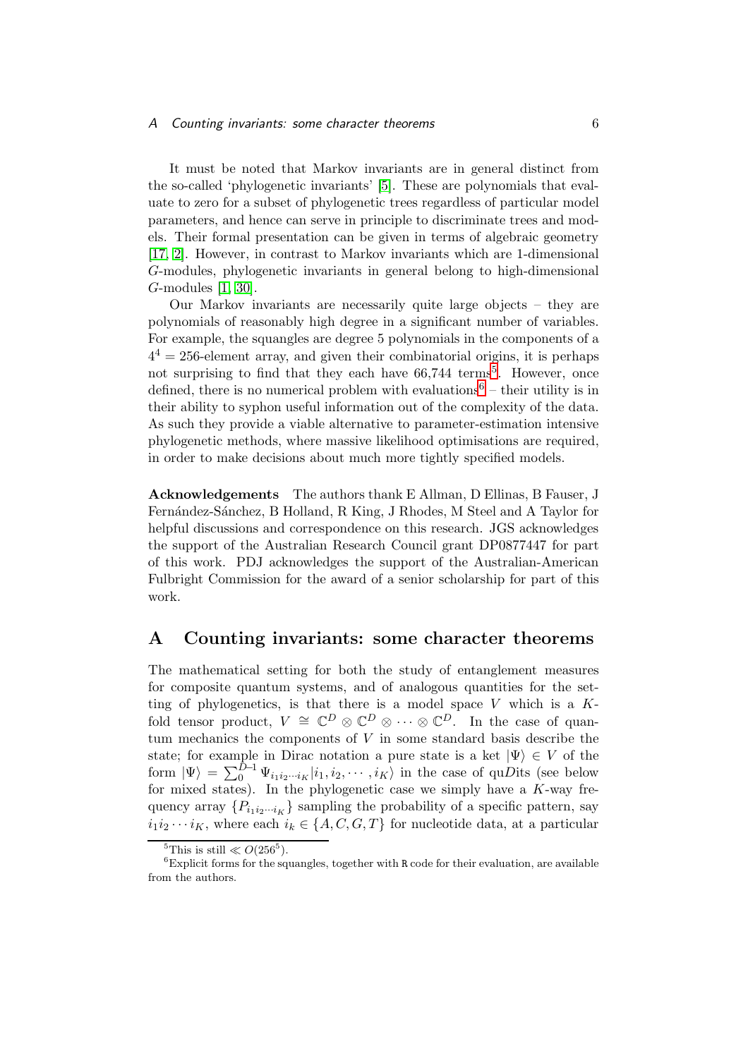It must be noted that Markov invariants are in general distinct from the so-called 'phylogenetic invariants' [5]. These are polynomials that evaluate to zero for a subset of phylogenetic trees regardless of particular model parameters, and hence can serve in principle to discriminate trees and models. Their formal presentation can be given in terms of algebraic geometry [17, 2]. However, in contrast to Markov invariants which are 1-dimensional $G$-modules, phylogenetic invariants in general belong to high-dimensional $G$-modules [1, 30].

Our Markov invariants are necessarily quite large objects – they are polynomials of reasonably high degree in a significant number of variables. For example, the squangles are degree 5 polynomials in the components of a $4^4 = 256$-element array, and given their combinatorial origins, it is perhaps not surprising to find that they each have 66,744 terms[5]. However, once defined, there is no numerical problem with evaluations[6] – their utility is in their ability to syphon useful information out of the complexity of the data. As such they provide a viable alternative to parameter-estimation intensive phylogenetic methods, where massive likelihood optimisations are required, in order to make decisions about much more tightly specified models.

**Acknowledgements** The authors thank E Allman, D Ellinas, B Fauser, J Fernández-Sánchez, B Holland, R King, J Rhodes, M Steel and A Taylor for helpful discussions and correspondence on this research. JGS acknowledges the support of the Australian Research Council grant DP0877447 for part of this work. PDJ acknowledges the support of the Australian-American Fulbright Commission for the award of a senior scholarship for part of this work.

# A Counting invariants: some character theorems

The mathematical setting for both the study of entanglement measures for composite quantum systems, and of analogous quantities for the setting of phylogenetics, is that there is a model space $V$ which is a $K$-fold tensor product, $V \cong \mathbb{C}^D \otimes \mathbb{C}^D \otimes \cdots \otimes \mathbb{C}^D$. In the case of quantum mechanics the components of $V$ in some standard basis describe the state; for example in Dirac notation a pure state is a ket $|\Psi\rangle \in V$ of the form $|\Psi\rangle = \sum_0^{D-1} \Psi_{i_1 i_2 \cdots i_K} |i_1, i_2, \cdots, i_K\rangle$ in the case of qu$D$its (see below for mixed states). In the phylogenetic case we simply have a $K$-way frequency array $\{P_{i_1 i_2 \cdots i_K}\}$ sampling the probability of a specific pattern, say $i_1 i_2 \cdots i_K$, where each $i_k \in \{A, C, G, T\}$ for nucleotide data, at a particular

[5] This is still $\ll O(256^5)$.

[6] Explicit forms for the squangles, together with R code for their evaluation, are available from the authors.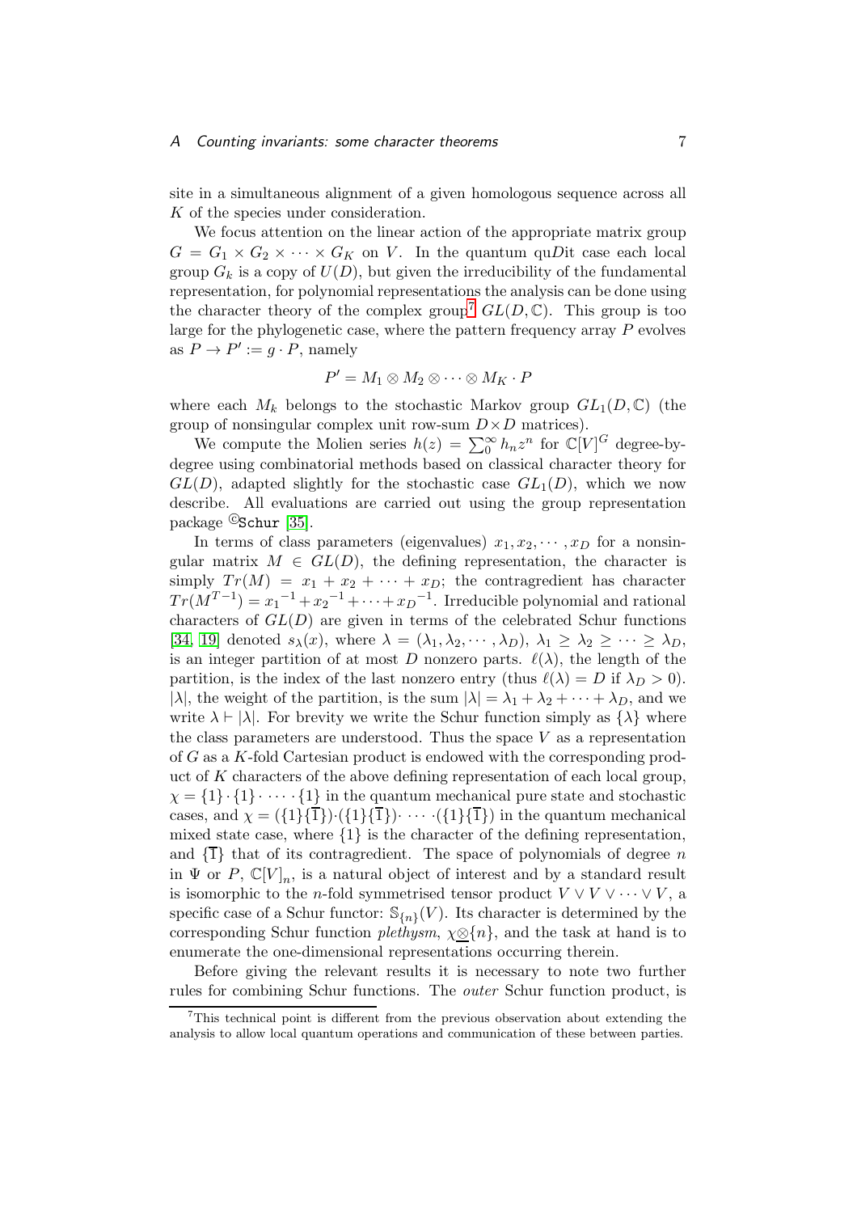site in a simultaneous alignment of a given homologous sequence across all $K$ of the species under consideration.

We focus attention on the linear action of the appropriate matrix group $G = G_1 \times G_2 \times \cdots \times G_K$ on $V$. In the quantum qu$D$it case each local group $G_k$ is a copy of $U(D)$, but given the irreducibility of the fundamental representation, for polynomial representations the analysis can be done using the character theory of the complex group[7] $GL(D, \mathbb{C})$. This group is too large for the phylogenetic case, where the pattern frequency array $P$ evolves as $P \to P' := g \cdot P$, namely

$$P' = M_1 \otimes M_2 \otimes \cdots \otimes M_K \cdot P$$

where each $M_k$ belongs to the stochastic Markov group $GL_1(D, \mathbb{C})$ (the group of nonsingular complex unit row-sum $D \times D$ matrices).

We compute the Molien series $h(z) = \sum_0^\infty h_n z^n$ for $\mathbb{C}[V]^G$ degree-by-degree using combinatorial methods based on classical character theory for $GL(D)$, adapted slightly for the stochastic case $GL_1(D)$, which we now describe. All evaluations are carried out using the group representation package ©`Schur` [35].

In terms of class parameters (eigenvalues) $x_1, x_2, \cdots, x_D$ for a nonsingular matrix $M \in GL(D)$, the defining representation, the character is simply $Tr(M) = x_1 + x_2 + \cdots + x_D$; the contragredient has character $Tr(M^{T-1}) = {x_1}^{-1} + {x_2}^{-1} + \cdots + {x_D}^{-1}$. Irreducible polynomial and rational characters of $GL(D)$ are given in terms of the celebrated Schur functions [34, 19] denoted $s_\lambda(x)$, where $\lambda = (\lambda_1, \lambda_2, \cdots, \lambda_D)$, $\lambda_1 \geq \lambda_2 \geq \cdots \geq \lambda_D$, is an integer partition of at most $D$ nonzero parts. $\ell(\lambda)$, the length of the partition, is the index of the last nonzero entry (thus $\ell(\lambda) = D$ if $\lambda_D > 0$). $|\lambda|$, the weight of the partition, is the sum $|\lambda| = \lambda_1 + \lambda_2 + \cdots + \lambda_D$, and we write $\lambda \vdash |\lambda|$. For brevity we write the Schur function simply as $\{\lambda\}$ where the class parameters are understood. Thus the space $V$ as a representation of $G$ as a $K$-fold Cartesian product is endowed with the corresponding product of $K$ characters of the above defining representation of each local group, $\chi = \{1\} \cdot \{1\} \cdot \cdots \cdot \{1\}$ in the quantum mechanical pure state and stochastic cases, and $\chi = (\{1\}\{\overline{1}\}) \cdot (\{1\}\{\overline{1}\}) \cdot \cdots \cdot (\{1\}\{\overline{1}\})$ in the quantum mechanical mixed state case, where $\{1\}$ is the character of the defining representation, and $\{\overline{1}\}$ that of its contragredient. The space of polynomials of degree $n$ in $\Psi$ or $P$, $\mathbb{C}[V]_n$, is a natural object of interest and by a standard result is isomorphic to the $n$-fold symmetrised tensor product $V \vee V \vee \cdots \vee V$, a specific case of a Schur functor: $\mathbb{S}_{\{n\}}(V)$. Its character is determined by the corresponding Schur function *plethysm*, $\chi \underline{\otimes} \{n\}$, and the task at hand is to enumerate the one-dimensional representations occurring therein.

Before giving the relevant results it is necessary to note two further rules for combining Schur functions. The *outer* Schur function product, is

[7] This technical point is different from the previous observation about extending the analysis to allow local quantum operations and communication of these between parties.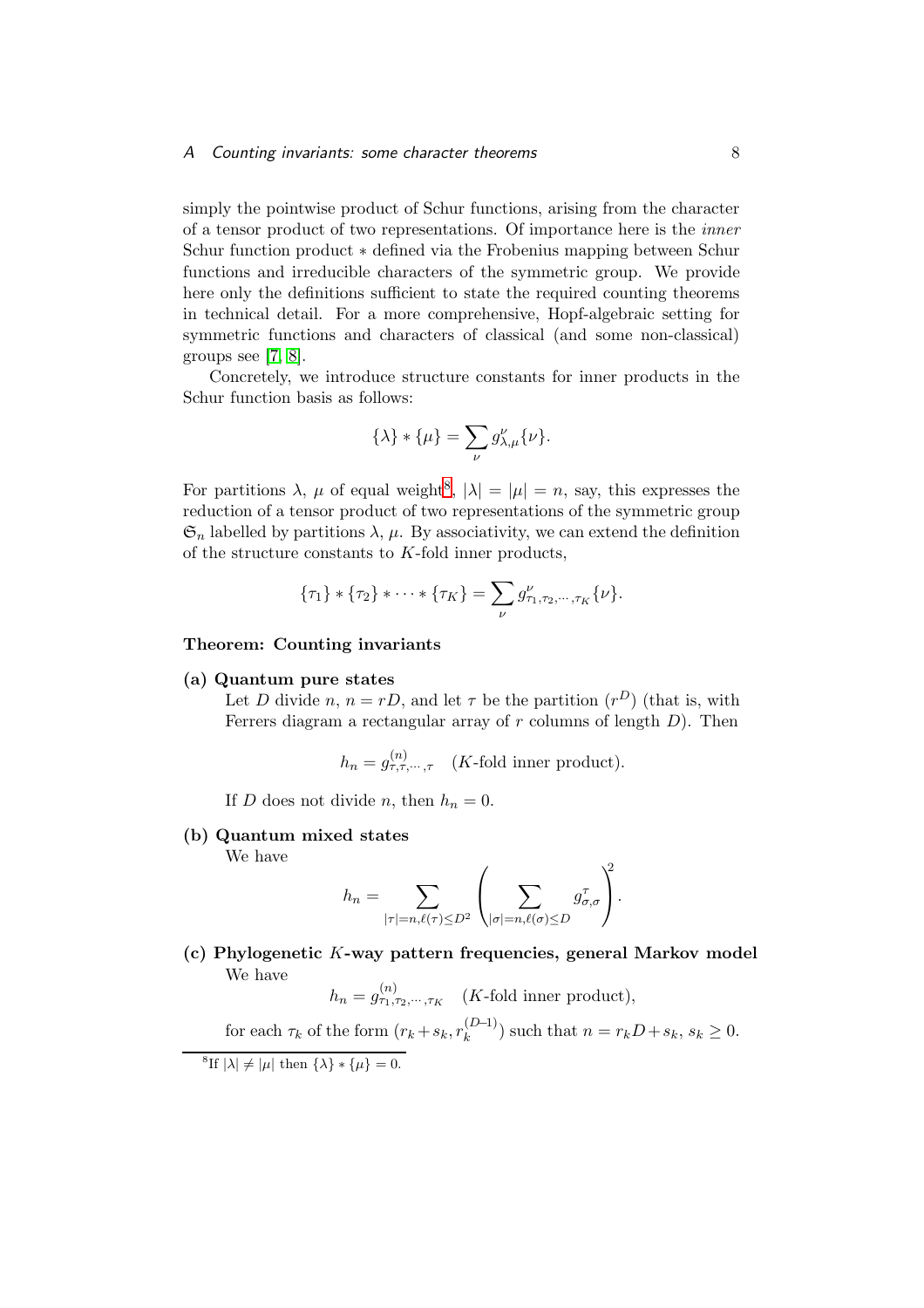simply the pointwise product of Schur functions, arising from the character of a tensor product of two representations. Of importance here is the *inner* Schur function product $*$ defined via the Frobenius mapping between Schur functions and irreducible characters of the symmetric group. We provide here only the definitions sufficient to state the required counting theorems in technical detail. For a more comprehensive, Hopf-algebraic setting for symmetric functions and characters of classical (and some non-classical) groups see [7, 8].

Concretely, we introduce structure constants for inner products in the Schur function basis as follows:

$$\{\lambda\} * \{\mu\} = \sum_{\nu} g^{\nu}_{\lambda,\mu}\{\nu\}.$$

For partitions $\lambda$, $\mu$ of equal weight[8], $|\lambda| = |\mu| = n$, say, this expresses the reduction of a tensor product of two representations of the symmetric group $\mathfrak{S}_n$ labelled by partitions $\lambda$, $\mu$. By associativity, we can extend the definition of the structure constants to $K$-fold inner products,

$$\{\tau_1\} * \{\tau_2\} * \cdots * \{\tau_K\} = \sum_{\nu} g^{\nu}_{\tau_1,\tau_2,\cdots,\tau_K}\{\nu\}.$$

**Theorem: Counting invariants**

**(a) Quantum pure states**

Let $D$ divide $n$, $n = rD$, and let $\tau$ be the partition $(r^D)$ (that is, with Ferrers diagram a rectangular array of $r$ columns of length $D$). Then

$$h_n = g^{(n)}_{\tau,\tau,\cdots,\tau} \quad (K\text{-fold inner product}).$$

If $D$ does not divide $n$, then $h_n = 0$.

**(b) Quantum mixed states**

We have

$$h_n = \sum_{|\tau|=n, \ell(\tau)\leq D^2} \left( \sum_{|\sigma|=n, \ell(\sigma)\leq D} g^{\tau}_{\sigma,\sigma} \right)^2.$$

**(c) Phylogenetic $K$-way pattern frequencies, general Markov model**

We have

$$h_n = g^{(n)}_{\tau_1,\tau_2,\cdots,\tau_K} \quad (K\text{-fold inner product}),$$

for each $\tau_k$ of the form $(r_k + s_k, r_k^{(D-1)})$ such that $n = r_k D + s_k$, $s_k \geq 0$.

[8] If $|\lambda| \neq |\mu|$ then $\{\lambda\} * \{\mu\} = 0$.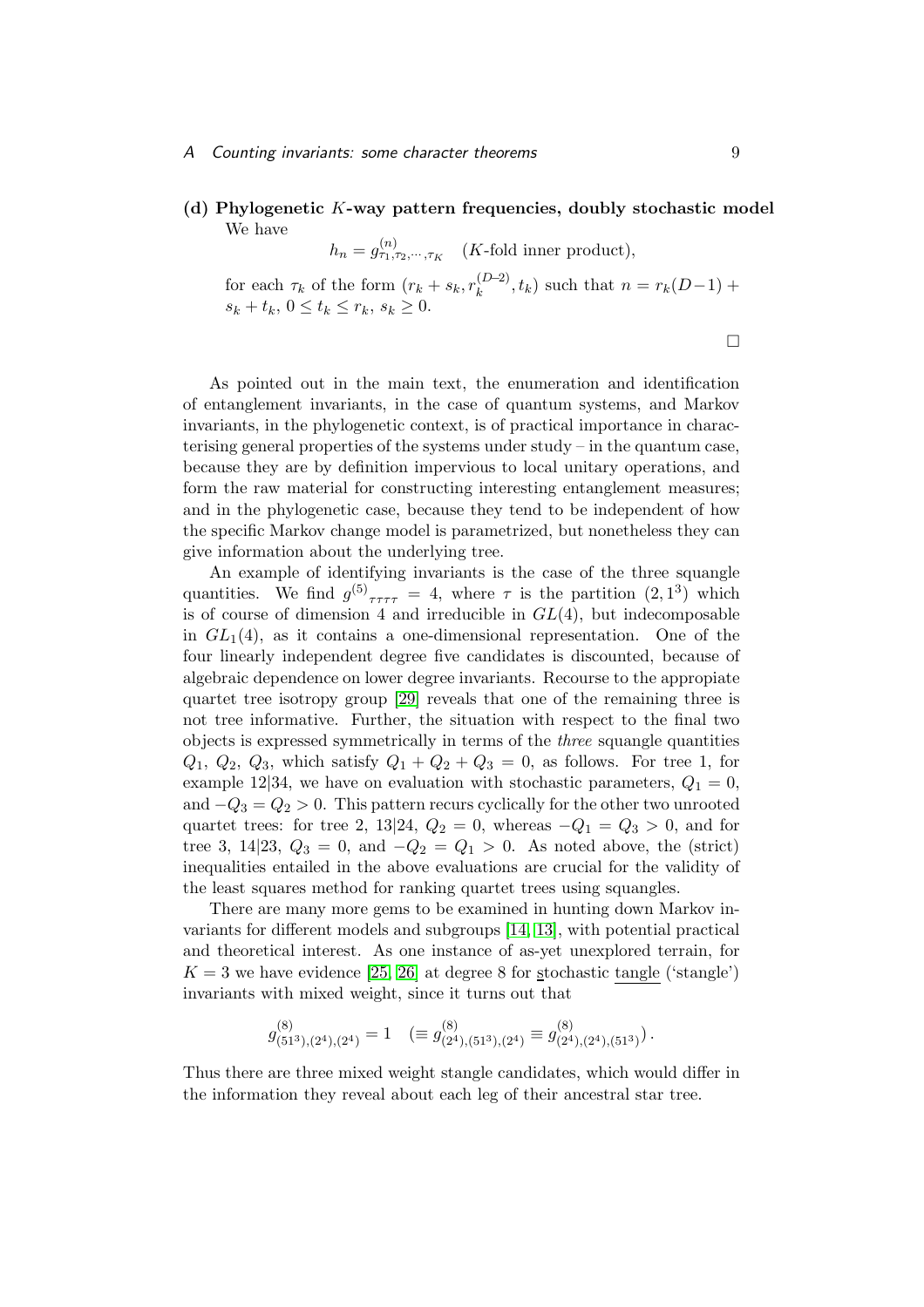**(d) Phylogenetic $K$-way pattern frequencies, doubly stochastic model**
We have

$$h_n = g^{(n)}_{\tau_1,\tau_2,\cdots,\tau_K} \quad (K\text{-fold inner product}),$$

for each $\tau_k$ of the form $(r_k + s_k, r_k^{(D-2)}, t_k)$ such that $n = r_k(D-1) + s_k + t_k$, $0 \leq t_k \leq r_k$, $s_k \geq 0$.

□

As pointed out in the main text, the enumeration and identification of entanglement invariants, in the case of quantum systems, and Markov invariants, in the phylogenetic context, is of practical importance in characterising general properties of the systems under study – in the quantum case, because they are by definition impervious to local unitary operations, and form the raw material for constructing interesting entanglement measures; and in the phylogenetic case, because they tend to be independent of how the specific Markov change model is parametrized, but nonetheless they can give information about the underlying tree.

An example of identifying invariants is the case of the three squangle quantities. We find ${g^{(5)}}_{\tau\tau\tau\tau} = 4$, where $\tau$ is the partition $(2, 1^3)$ which is of course of dimension 4 and irreducible in $GL(4)$, but indecomposable in $GL_1(4)$, as it contains a one-dimensional representation. One of the four linearly independent degree five candidates is discounted, because of algebraic dependence on lower degree invariants. Recourse to the appropiate quartet tree isotropy group [29] reveals that one of the remaining three is not tree informative. Further, the situation with respect to the final two objects is expressed symmetrically in terms of the *three* squangle quantities $Q_1$, $Q_2$, $Q_3$, which satisfy $Q_1 + Q_2 + Q_3 = 0$, as follows. For tree 1, for example 12|34, we have on evaluation with stochastic parameters, $Q_1 = 0$, and $-Q_3 = Q_2 > 0$. This pattern recurs cyclically for the other two unrooted quartet trees: for tree 2, 13|24, $Q_2 = 0$, whereas $-Q_1 = Q_3 > 0$, and for tree 3, 14|23, $Q_3 = 0$, and $-Q_2 = Q_1 > 0$. As noted above, the (strict) inequalities entailed in the above evaluations are crucial for the validity of the least squares method for ranking quartet trees using squangles.

There are many more gems to be examined in hunting down Markov invariants for different models and subgroups [14, 13], with potential practical and theoretical interest. As one instance of as-yet unexplored terrain, for $K = 3$ we have evidence [25, 26] at degree 8 for stochastic tangle ('stangle') invariants with mixed weight, since it turns out that

$$g^{(8)}_{(51^3),(2^4),(2^4)} = 1 \quad (\equiv g^{(8)}_{(2^4),(51^3),(2^4)} \equiv g^{(8)}_{(2^4),(2^4),(51^3)}).$$

Thus there are three mixed weight stangle candidates, which would differ in the information they reveal about each leg of their ancestral star tree.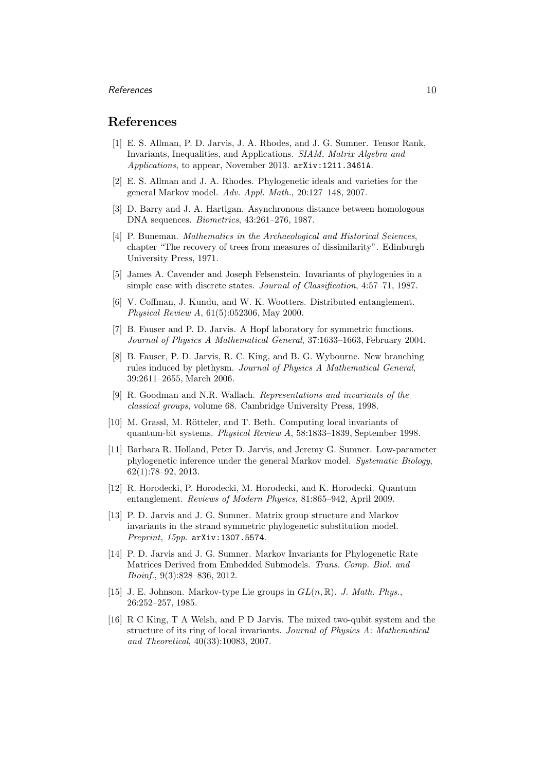## References

[1] E. S. Allman, P. D. Jarvis, J. A. Rhodes, and J. G. Sumner. Tensor Rank, Invariants, Inequalities, and Applications. *SIAM, Matrix Algebra and Applications*, to appear, November 2013. `arXiv:1211.3461A`.

[2] E. S. Allman and J. A. Rhodes. Phylogenetic ideals and varieties for the general Markov model. *Adv. Appl. Math.*, 20:127–148, 2007.

[3] D. Barry and J. A. Hartigan. Asynchronous distance between homologous DNA sequences. *Biometrics*, 43:261–276, 1987.

[4] P. Buneman. *Mathematics in the Archaeological and Historical Sciences*, chapter "The recovery of trees from measures of dissimilarity". Edinburgh University Press, 1971.

[5] James A. Cavender and Joseph Felsenstein. Invariants of phylogenies in a simple case with discrete states. *Journal of Classification*, 4:57–71, 1987.

[6] V. Coffman, J. Kundu, and W. K. Wootters. Distributed entanglement. *Physical Review A*, 61(5):052306, May 2000.

[7] B. Fauser and P. D. Jarvis. A Hopf laboratory for symmetric functions. *Journal of Physics A Mathematical General*, 37:1633–1663, February 2004.

[8] B. Fauser, P. D. Jarvis, R. C. King, and B. G. Wybourne. New branching rules induced by plethysm. *Journal of Physics A Mathematical General*, 39:2611–2655, March 2006.

[9] R. Goodman and N.R. Wallach. *Representations and invariants of the classical groups*, volume 68. Cambridge University Press, 1998.

[10] M. Grassl, M. Rötteler, and T. Beth. Computing local invariants of quantum-bit systems. *Physical Review A*, 58:1833–1839, September 1998.

[11] Barbara R. Holland, Peter D. Jarvis, and Jeremy G. Sumner. Low-parameter phylogenetic inference under the general Markov model. *Systematic Biology*, 62(1):78–92, 2013.

[12] R. Horodecki, P. Horodecki, M. Horodecki, and K. Horodecki. Quantum entanglement. *Reviews of Modern Physics*, 81:865–942, April 2009.

[13] P. D. Jarvis and J. G. Sumner. Matrix group structure and Markov invariants in the strand symmetric phylogenetic substitution model. *Preprint, 15pp*. `arXiv:1307.5574`.

[14] P. D. Jarvis and J. G. Sumner. Markov Invariants for Phylogenetic Rate Matrices Derived from Embedded Submodels. *Trans. Comp. Biol. and Bioinf.*, 9(3):828–836, 2012.

[15] J. E. Johnson. Markov-type Lie groups in $GL(n, \mathbb{R})$. *J. Math. Phys.*, 26:252–257, 1985.

[16] R C King, T A Welsh, and P D Jarvis. The mixed two-qubit system and the structure of its ring of local invariants. *Journal of Physics A: Mathematical and Theoretical*, 40(33):10083, 2007.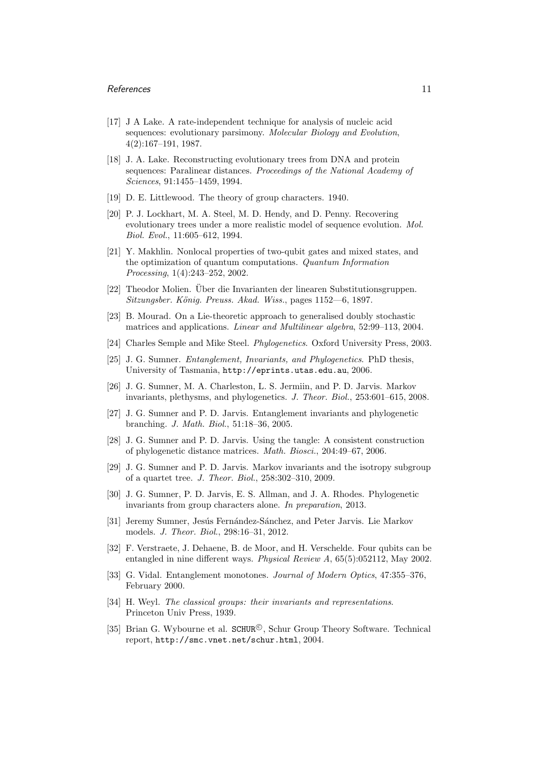[17] J A Lake. A rate-independent technique for analysis of nucleic acid sequences: evolutionary parsimony. *Molecular Biology and Evolution*, 4(2):167–191, 1987.

[18] J. A. Lake. Reconstructing evolutionary trees from DNA and protein sequences: Paralinear distances. *Proceedings of the National Academy of Sciences*, 91:1455–1459, 1994.

[19] D. E. Littlewood. The theory of group characters. 1940.

[20] P. J. Lockhart, M. A. Steel, M. D. Hendy, and D. Penny. Recovering evolutionary trees under a more realistic model of sequence evolution. *Mol. Biol. Evol.*, 11:605–612, 1994.

[21] Y. Makhlin. Nonlocal properties of two-qubit gates and mixed states, and the optimization of quantum computations. *Quantum Information Processing*, 1(4):243–252, 2002.

[22] Theodor Molien. Über die Invarianten der linearen Substitutionsgruppen. *Sitzungsber. König. Preuss. Akad. Wiss.*, pages 1152—6, 1897.

[23] B. Mourad. On a Lie-theoretic approach to generalised doubly stochastic matrices and applications. *Linear and Multilinear algebra*, 52:99–113, 2004.

[24] Charles Semple and Mike Steel. *Phylogenetics*. Oxford University Press, 2003.

[25] J. G. Sumner. *Entanglement, Invariants, and Phylogenetics*. PhD thesis, University of Tasmania, `http://eprints.utas.edu.au`, 2006.

[26] J. G. Sumner, M. A. Charleston, L. S. Jermiin, and P. D. Jarvis. Markov invariants, plethysms, and phylogenetics. *J. Theor. Biol.*, 253:601–615, 2008.

[27] J. G. Sumner and P. D. Jarvis. Entanglement invariants and phylogenetic branching. *J. Math. Biol.*, 51:18–36, 2005.

[28] J. G. Sumner and P. D. Jarvis. Using the tangle: A consistent construction of phylogenetic distance matrices. *Math. Biosci.*, 204:49–67, 2006.

[29] J. G. Sumner and P. D. Jarvis. Markov invariants and the isotropy subgroup of a quartet tree. *J. Theor. Biol.*, 258:302–310, 2009.

[30] J. G. Sumner, P. D. Jarvis, E. S. Allman, and J. A. Rhodes. Phylogenetic invariants from group characters alone. *In preparation*, 2013.

[31] Jeremy Sumner, Jesús Fernández-Sánchez, and Peter Jarvis. Lie Markov models. *J. Theor. Biol.*, 298:16–31, 2012.

[32] F. Verstraete, J. Dehaene, B. de Moor, and H. Verschelde. Four qubits can be entangled in nine different ways. *Physical Review A*, 65(5):052112, May 2002.

[33] G. Vidal. Entanglement monotones. *Journal of Modern Optics*, 47:355–376, February 2000.

[34] H. Weyl. *The classical groups: their invariants and representations*. Princeton Univ Press, 1939.

[35] Brian G. Wybourne et al. SCHUR©, Schur Group Theory Software. Technical report, `http://smc.vnet.net/schur.html`, 2004.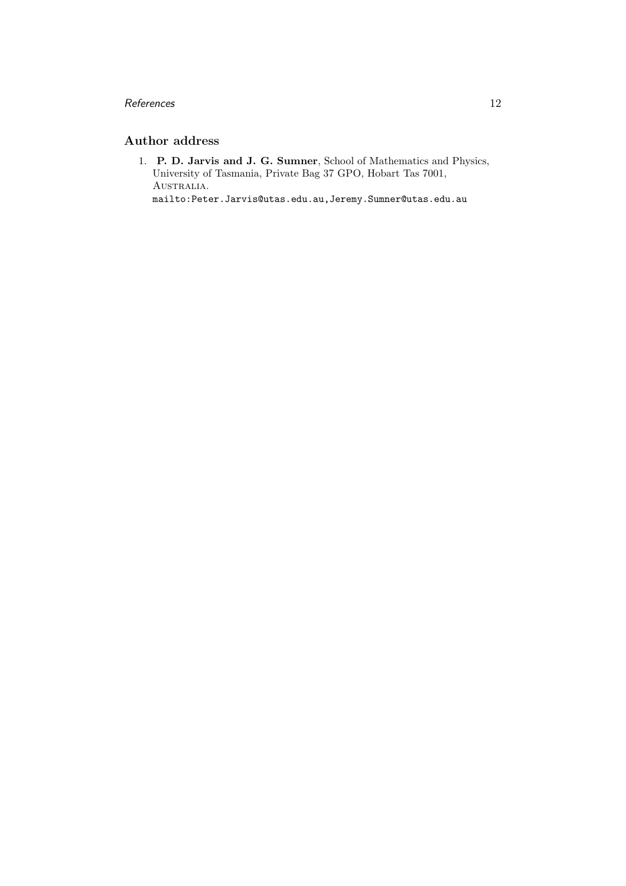## Author address

1. **P. D. Jarvis and J. G. Sumner**, School of Mathematics and Physics, University of Tasmania, Private Bag 37 GPO, Hobart Tas 7001, Australia.
   mailto:Peter.Jarvis@utas.edu.au,Jeremy.Sumner@utas.edu.au